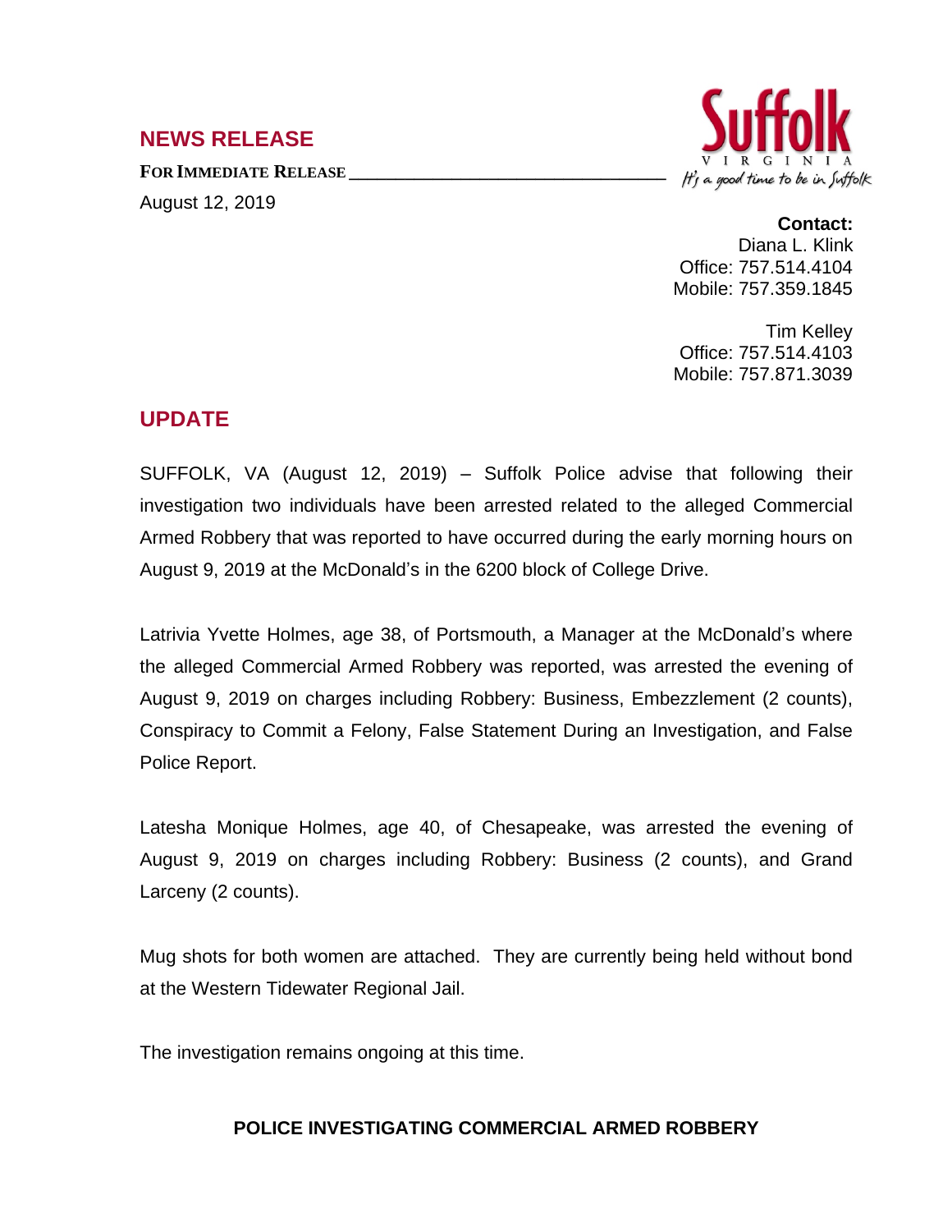## NEWS RELEASE

**FOR IMMEDIATE RELEASE**

August 12, 2019

Suffolk VIRGINIA *It's a good time to be in Suffolk*

**Contact:**
Diana L. Klink
Office: 757.514.4104
Mobile: 757.359.1845

Tim Kelley
Office: 757.514.4103
Mobile: 757.871.3039

## UPDATE

SUFFOLK, VA (August 12, 2019) – Suffolk Police advise that following their investigation two individuals have been arrested related to the alleged Commercial Armed Robbery that was reported to have occurred during the early morning hours on August 9, 2019 at the McDonald's in the 6200 block of College Drive.

Latrivia Yvette Holmes, age 38, of Portsmouth, a Manager at the McDonald's where the alleged Commercial Armed Robbery was reported, was arrested the evening of August 9, 2019 on charges including Robbery: Business, Embezzlement (2 counts), Conspiracy to Commit a Felony, False Statement During an Investigation, and False Police Report.

Latesha Monique Holmes, age 40, of Chesapeake, was arrested the evening of August 9, 2019 on charges including Robbery: Business (2 counts), and Grand Larceny (2 counts).

Mug shots for both women are attached. They are currently being held without bond at the Western Tidewater Regional Jail.

The investigation remains ongoing at this time.

**POLICE INVESTIGATING COMMERCIAL ARMED ROBBERY**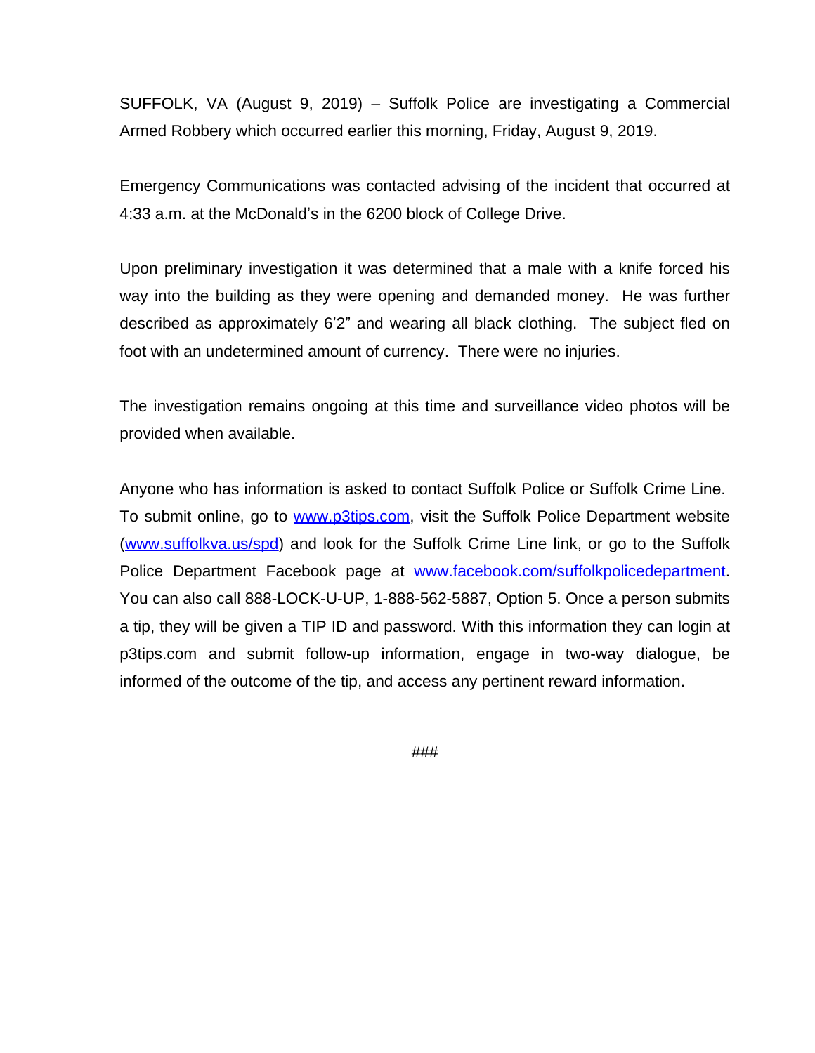SUFFOLK, VA (August 9, 2019) – Suffolk Police are investigating a Commercial Armed Robbery which occurred earlier this morning, Friday, August 9, 2019.

Emergency Communications was contacted advising of the incident that occurred at 4:33 a.m. at the McDonald's in the 6200 block of College Drive.

Upon preliminary investigation it was determined that a male with a knife forced his way into the building as they were opening and demanded money. He was further described as approximately 6'2" and wearing all black clothing. The subject fled on foot with an undetermined amount of currency. There were no injuries.

The investigation remains ongoing at this time and surveillance video photos will be provided when available.

Anyone who has information is asked to contact Suffolk Police or Suffolk Crime Line. To submit online, go to www.p3tips.com, visit the Suffolk Police Department website (www.suffolkva.us/spd) and look for the Suffolk Crime Line link, or go to the Suffolk Police Department Facebook page at www.facebook.com/suffolkpolicedepartment. You can also call 888-LOCK-U-UP, 1-888-562-5887, Option 5. Once a person submits a tip, they will be given a TIP ID and password. With this information they can login at p3tips.com and submit follow-up information, engage in two-way dialogue, be informed of the outcome of the tip, and access any pertinent reward information.

###